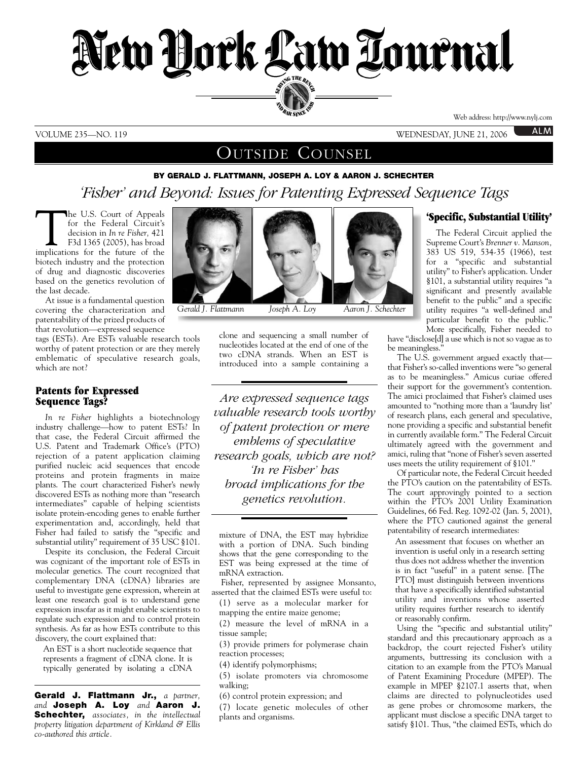# New York Law Journal

VOLUME 235—NO. 119 WEDNESDAY, JUNE 21, 2006

## OUTSIDE COUNSEL

**BY GERALD J. FLATTMANN, JOSEPH A. LOY & AARON J. SCHECHTER**

# *'Fisher' and Beyond: Issues for Patenting Expressed Sequence Tags*

The U.S. Court of Appeals for the Federal Circuit's decision in *In re Fisher,* 421 F3d 1365 (2005), has broad implications for the future of the biotech industry and the protection of drug and diagnostic discoveries based on the genetics revolution of the last decade.

At issue is a fundamental question covering the characterization and patentability of the prized products of that revolution—expressed sequence tags (ESTs). Are ESTs valuable research tools worthy of patent protection or are they merely emblematic of speculative research goals, which are not?

*Gerald J. Flattmann* *Joseph A. Loy* *Aaron J. Schechter*

### Patents for Expressed Sequence Tags?

*In re Fisher* highlights a biotechnology industry challenge—how to patent ESTs? In that case, the Federal Circuit affirmed the U.S. Patent and Trademark Office's (PTO) rejection of a patent application claiming purified nucleic acid sequences that encode proteins and protein fragments in maize plants. The court characterized Fisher's newly discovered ESTs as nothing more than "research intermediates" capable of helping scientists isolate protein-encoding genes to enable further experimentation and, accordingly, held that Fisher had failed to satisfy the "specific and substantial utility" requirement of 35 USC §101.

Despite its conclusion, the Federal Circuit was cognizant of the important role of ESTs in molecular genetics. The court recognized that complementary DNA (cDNA) libraries are useful to investigate gene expression, wherein at least one research goal is to understand gene expression insofar as it might enable scientists to regulate such expression and to control protein synthesis. As far as how ESTs contribute to this discovery, the court explained that:

> An EST is a short nucleotide sequence that represents a fragment of cDNA clone. It is typically generated by isolating a cDNA clone and sequencing a small number of nucleotides located at the end of one of the two cDNA strands. When an EST is introduced into a sample containing a mixture of DNA, the EST may hybridize with a portion of DNA. Such binding shows that the gene corresponding to the EST was being expressed at the time of mRNA extraction.

> *Are expressed sequence tags valuable research tools worthy of patent protection or mere emblems of speculative research goals, which are not? 'In re Fisher' has broad implications for the genetics revolution.*

Fisher, represented by assignee Monsanto, asserted that the claimed ESTs were useful to:

(1) serve as a molecular marker for mapping the entire maize genome;

(2) measure the level of mRNA in a tissue sample;

(3) provide primers for polymerase chain reaction processes;

(4) identify polymorphisms;

(5) isolate promoters via chromosome walking;

(6) control protein expression; and

(7) locate genetic molecules of other plants and organisms.

### 'Specific, Substantial Utility'

The Federal Circuit applied the Supreme Court's *Brenner v. Manson,* 383 US 519, 534-35 (1966), test for a "specific and substantial utility" to Fisher's application. Under §101, a substantial utility requires "a significant and presently available benefit to the public" and a specific utility requires "a well-defined and particular benefit to the public." More specifically, Fisher needed to have "disclose[d] a use which is not so vague as to be meaningless."

The U.S. government argued exactly that—that Fisher's so-called inventions were "so general as to be meaningless." Amicus curiae offered their support for the government's contention. The amici proclaimed that Fisher's claimed uses amounted to "nothing more than a 'laundry list' of research plans, each general and speculative, none providing a specific and substantial benefit in currently available form." The Federal Circuit ultimately agreed with the government and amici, ruling that "none of Fisher's seven asserted uses meets the utility requirement of §101."

Of particular note, the Federal Circuit heeded the PTO's caution on the patentability of ESTs. The court approvingly pointed to a section within the PTO's 2001 Utility Examination Guidelines, 66 Fed. Reg. 1092-02 (Jan. 5, 2001), where the PTO cautioned against the general patentability of research intermediates:

> An assessment that focuses on whether an invention is useful only in a research setting thus does not address whether the invention is in fact "useful" in a patent sense. [The PTO] must distinguish between inventions that have a specifically identified substantial utility and inventions whose asserted utility requires further research to identify or reasonably confirm.

Using the "specific and substantial utility" standard and this precautionary approach as a backdrop, the court rejected Fisher's utility arguments, buttressing its conclusion with a citation to an example from the PTO's Manual of Patent Examining Procedure (MPEP). The example in MPEP §2107.1 asserts that, when claims are directed to polynucleotides used as gene probes or chromosome markers, the applicant must disclose a specific DNA target to satisfy §101. Thus, "the claimed ESTs, which do

---

**Gerald J. Flattmann Jr.,** *a partner, and* **Joseph A. Loy** *and* **Aaron J. Schechter,** *associates, in the intellectual property litigation department of Kirkland & Ellis co-authored this article.*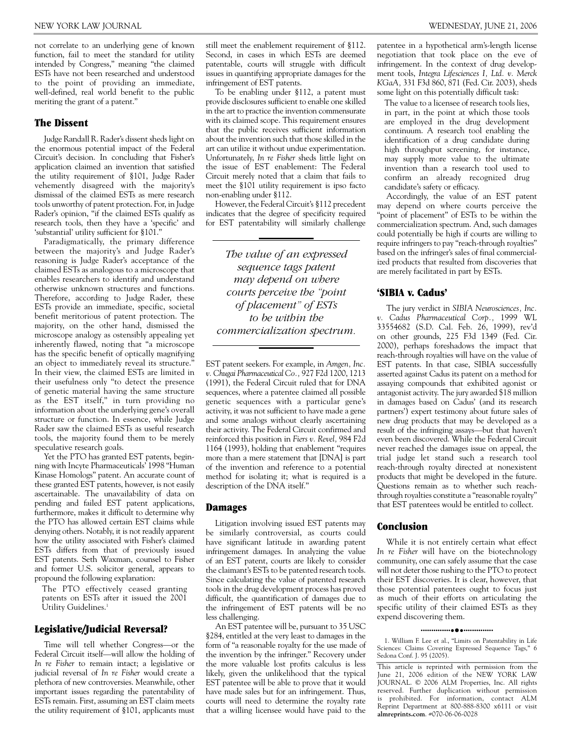not correlate to an underlying gene of known function, fail to meet the standard for utility intended by Congress," meaning "the claimed ESTs have not been researched and understood to the point of providing an immediate, well-defined, real world benefit to the public meriting the grant of a patent."

## The Dissent

Judge Randall R. Rader's dissent sheds light on the enormous potential impact of the Federal Circuit's decision. In concluding that Fisher's application claimed an invention that satisfied the utility requirement of §101, Judge Rader vehemently disagreed with the majority's dismissal of the claimed ESTs as mere research tools unworthy of patent protection. For, in Judge Rader's opinion, "if the claimed ESTs qualify as research tools, then they have a 'specific' and 'substantial' utility sufficient for §101."

Paradigmatically, the primary difference between the majority's and Judge Rader's reasoning is Judge Rader's acceptance of the claimed ESTs as analogous to a microscope that enables researchers to identify and understand otherwise unknown structures and functions. Therefore, according to Judge Rader, these ESTs provide an immediate, specific, societal benefit meritorious of patent protection. The majority, on the other hand, dismissed the microscope analogy as ostensibly appealing yet inherently flawed, noting that "a microscope has the specific benefit of optically magnifying an object to immediately reveal its structure." In their view, the claimed ESTs are limited in their usefulness only "to detect the presence of genetic material having the same structure as the EST itself," in turn providing no information about the underlying gene's overall structure or function. In essence, while Judge Rader saw the claimed ESTs as useful research tools, the majority found them to be merely speculative research goals.

Yet the PTO has granted EST patents, beginning with Incyte Pharmaceuticals' 1998 "Human Kinase Homologs" patent. An accurate count of these granted EST patents, however, is not easily ascertainable. The unavailability of data on pending and failed EST patent applications, furthermore, makes it difficult to determine why the PTO has allowed certain EST claims while denying others. Notably, it is not readily apparent how the utility associated with Fisher's claimed ESTs differs from that of previously issued EST patents. Seth Waxman, counsel to Fisher and former U.S. solicitor general, appears to propound the following explanation:

> The PTO effectively ceased granting patents on ESTs after it issued the 2001 Utility Guidelines.[1]

## Legislative/Judicial Reversal?

Time will tell whether Congress—or the Federal Circuit itself—will allow the holding of *In re Fisher* to remain intact; a legislative or judicial reversal of *In re Fisher* would create a plethora of new controversies. Meanwhile, other important issues regarding the patentability of ESTs remain. First, assuming an EST claim meets the utility requirement of §101, applicants must still meet the enablement requirement of §112. Second, in cases in which ESTs are deemed patentable, courts will struggle with difficult issues in quantifying appropriate damages for the infringement of EST patents.

To be enabling under §112, a patent must provide disclosures sufficient to enable one skilled in the art to practice the invention commensurate with its claimed scope. This requirement ensures that the public receives sufficient information about the invention such that those skilled in the art can utilize it without undue experimentation. Unfortunately, *In re Fisher* sheds little light on the issue of EST enablement: The Federal Circuit merely noted that a claim that fails to meet the §101 utility requirement is ipso facto non-enabling under §112.

However, the Federal Circuit's §112 precedent indicates that the degree of specificity required for EST patentability will similarly challenge EST patent seekers. For example, in *Amgen, Inc. v. Chugai Pharmaceutical Co.,* 927 F2d 1200, 1213 (1991), the Federal Circuit ruled that for DNA sequences, where a patentee claimed all possible genetic sequences with a particular gene's activity, it was not sufficient to have made a gene and some analogs without clearly ascertaining their activity. The Federal Circuit confirmed and reinforced this position in *Fiers v. Revel,* 984 F2d 1164 (1993), holding that enablement "requires more than a mere statement that [DNA] is part of the invention and reference to a potential method for isolating it; what is required is a description of the DNA itself."

> *The value of an expressed sequence tags patent may depend on where courts perceive the "point of placement" of ESTs to be within the commercialization spectrum.*

## Damages

Litigation involving issued EST patents may be similarly controversial, as courts could have significant latitude in awarding patent infringement damages. In analyzing the value of an EST patent, courts are likely to consider the claimant's ESTs to be patented research tools. Since calculating the value of patented research tools in the drug development process has proved difficult, the quantification of damages due to the infringement of EST patents will be no less challenging.

An EST patentee will be, pursuant to 35 USC §284, entitled at the very least to damages in the form of "a reasonable royalty for the use made of the invention by the infringer." Recovery under the more valuable lost profits calculus is less likely, given the unlikelihood that the typical EST patentee will be able to prove that it would have made sales but for an infringement. Thus, courts will need to determine the royalty rate that a willing licensee would have paid to the patentee in a hypothetical arm's-length license negotiation that took place on the eve of infringement. In the context of drug development tools, *Integra Lifesciences I, Ltd. v. Merck KGaA,* 331 F3d 860, 871 (Fed. Cir. 2003), sheds some light on this potentially difficult task:

> The value to a licensee of research tools lies, in part, in the point at which those tools are employed in the drug development continuum. A research tool enabling the identification of a drug candidate during high throughput screening, for instance, may supply more value to the ultimate invention than a research tool used to confirm an already recognized drug candidate's safety or efficacy.

Accordingly, the value of an EST patent may depend on where courts perceive the "point of placement" of ESTs to be within the commercialization spectrum. And, such damages could potentially be high if courts are willing to require infringers to pay "reach-through royalties" based on the infringer's sales of final commercialized products that resulted from discoveries that are merely facilitated in part by ESTs.

## 'SIBIA v. Cadus'

The jury verdict in *SIBIA Neurosciences, Inc. v. Cadus Pharmaceutical Corp.,* 1999 WL 33554682 (S.D. Cal. Feb. 26, 1999), rev'd on other grounds, 225 F3d 1349 (Fed. Cir. 2000), perhaps foreshadows the impact that reach-through royalties will have on the value of EST patents. In that case, SIBIA successfully asserted against Cadus its patent on a method for assaying compounds that exhibited agonist or antagonist activity. The jury awarded $18 million in damages based on Cadus' (and its research partners') expert testimony about future sales of new drug products that may be developed as a result of the infringing assays—but that haven't even been discovered. While the Federal Circuit never reached the damages issue on appeal, the trial judge let stand such a research tool reach-through royalty directed at nonexistent products that might be developed in the future. Questions remain as to whether such reach-through royalties constitute a "reasonable royalty" that EST patentees would be entitled to collect.

## Conclusion

While it is not entirely certain what effect *In re Fisher* will have on the biotechnology community, one can safely assume that the case will not deter those rushing to the PTO to protect their EST discoveries. It is clear, however, that those potential patentees ought to focus just as much of their efforts on articulating the specific utility of their claimed ESTs as they expend discovering them.

1. William F. Lee et al., "Limits on Patentability in Life Sciences: Claims Covering Expressed Sequence Tags," 6 Sedona Conf. J. 95 (2005).

This article is reprinted with permission from the June 21, 2006 edition of the NEW YORK LAW JOURNAL. © 2006 ALM Properties, Inc. All rights reserved. Further duplication without permission is prohibited. For information, contact ALM Reprint Department at 800-888-8300 x6111 or visit **almreprints.com**. #070-06-06-0028